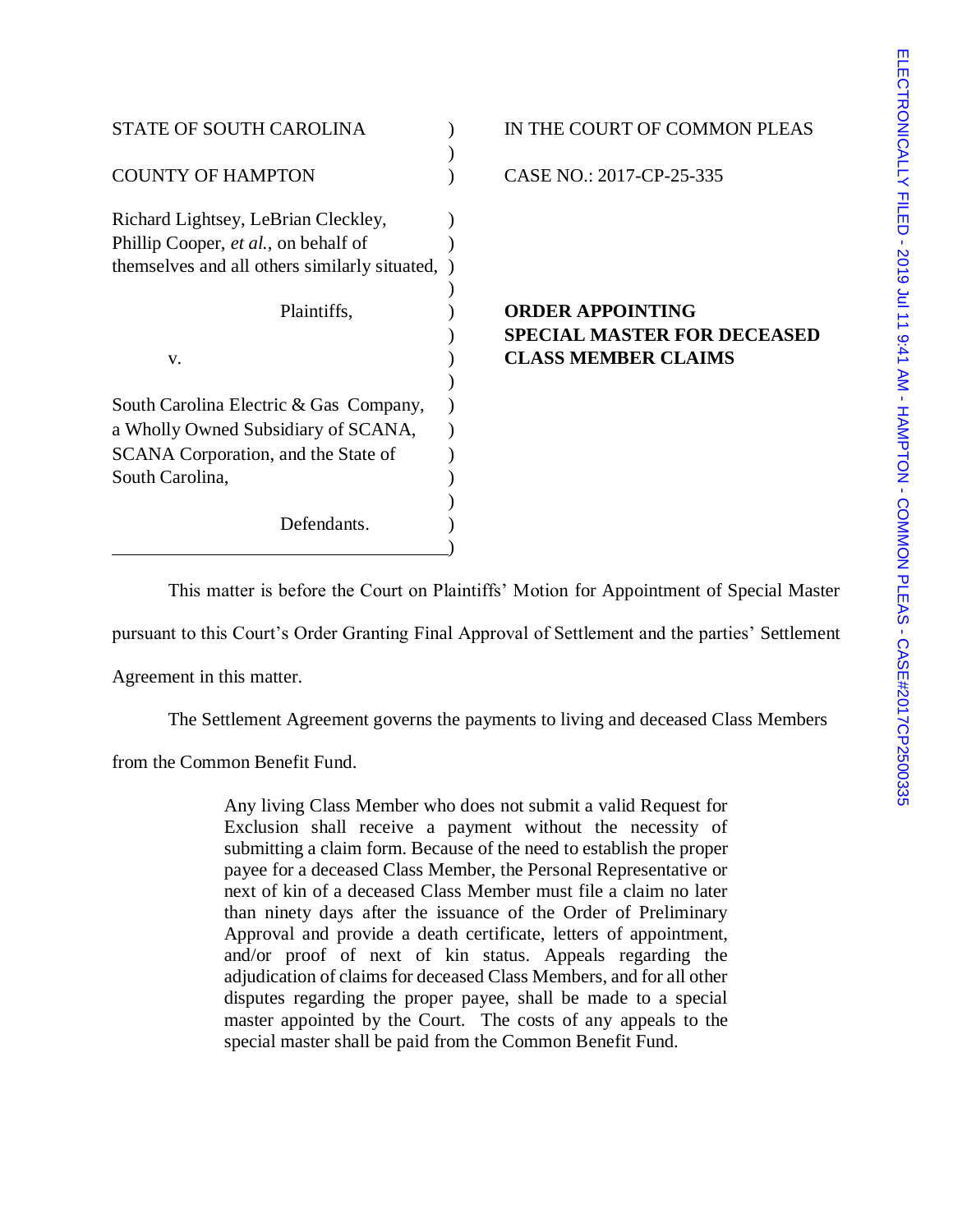STATE OF SOUTH CAROLINA

COUNTY OF HAMPTON

IN THE COURT OF COMMON PLEAS

CASE NO.: 2017-CP-25-335

Richard Lightsey, LeBrian Cleckley, Phillip Cooper, *et al.*, on behalf of themselves and all others similarly situated,

Plaintiffs,

v.

South Carolina Electric & Gas Company, a Wholly Owned Subsidiary of SCANA, SCANA Corporation, and the State of South Carolina,

Defendants.

**ORDER APPOINTING SPECIAL MASTER FOR DECEASED CLASS MEMBER CLAIMS**

This matter is before the Court on Plaintiffs' Motion for Appointment of Special Master pursuant to this Court's Order Granting Final Approval of Settlement and the parties' Settlement Agreement in this matter.

The Settlement Agreement governs the payments to living and deceased Class Members from the Common Benefit Fund.

> Any living Class Member who does not submit a valid Request for Exclusion shall receive a payment without the necessity of submitting a claim form. Because of the need to establish the proper payee for a deceased Class Member, the Personal Representative or next of kin of a deceased Class Member must file a claim no later than ninety days after the issuance of the Order of Preliminary Approval and provide a death certificate, letters of appointment, and/or proof of next of kin status. Appeals regarding the adjudication of claims for deceased Class Members, and for all other disputes regarding the proper payee, shall be made to a special master appointed by the Court. The costs of any appeals to the special master shall be paid from the Common Benefit Fund.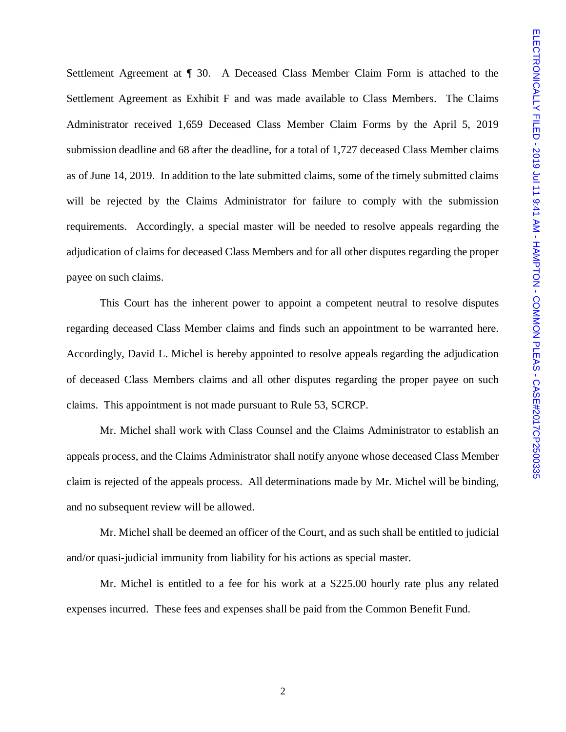Settlement Agreement at ¶ 30. A Deceased Class Member Claim Form is attached to the Settlement Agreement as Exhibit F and was made available to Class Members. The Claims Administrator received 1,659 Deceased Class Member Claim Forms by the April 5, 2019 submission deadline and 68 after the deadline, for a total of 1,727 deceased Class Member claims as of June 14, 2019. In addition to the late submitted claims, some of the timely submitted claims will be rejected by the Claims Administrator for failure to comply with the submission requirements. Accordingly, a special master will be needed to resolve appeals regarding the adjudication of claims for deceased Class Members and for all other disputes regarding the proper payee on such claims.

This Court has the inherent power to appoint a competent neutral to resolve disputes regarding deceased Class Member claims and finds such an appointment to be warranted here. Accordingly, David L. Michel is hereby appointed to resolve appeals regarding the adjudication of deceased Class Members claims and all other disputes regarding the proper payee on such claims. This appointment is not made pursuant to Rule 53, SCRCP.

Mr. Michel shall work with Class Counsel and the Claims Administrator to establish an appeals process, and the Claims Administrator shall notify anyone whose deceased Class Member claim is rejected of the appeals process. All determinations made by Mr. Michel will be binding, and no subsequent review will be allowed.

Mr. Michel shall be deemed an officer of the Court, and as such shall be entitled to judicial and/or quasi-judicial immunity from liability for his actions as special master.

Mr. Michel is entitled to a fee for his work at a $225.00 hourly rate plus any related expenses incurred. These fees and expenses shall be paid from the Common Benefit Fund.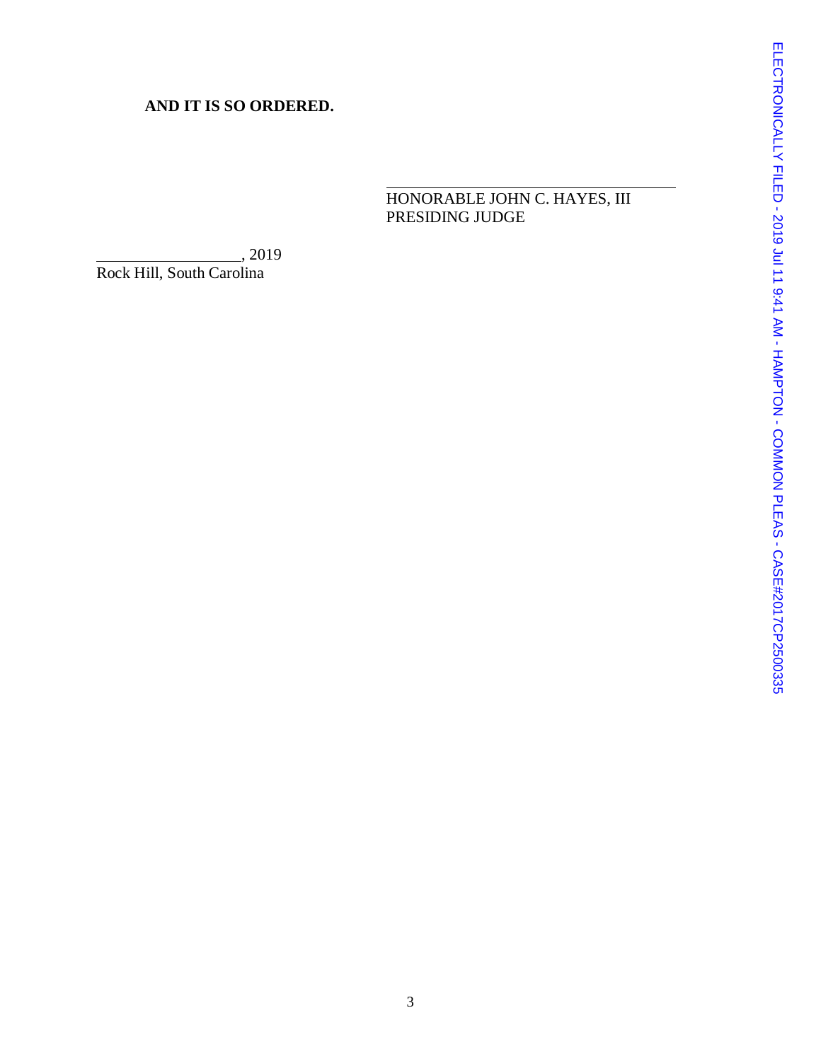**AND IT IS SO ORDERED.**

\_\_\_\_\_\_\_\_\_\_\_\_\_\_\_\_\_\_\_\_\_\_\_\_\_\_\_\_\_\_\_\_\_\_\_\_
HONORABLE JOHN C. HAYES, III
PRESIDING JUDGE

\_\_\_\_\_\_\_\_\_\_\_\_\_\_\_\_\_\_\_\_, 2019
Rock Hill, South Carolina

ELECTRONICALLY FILED - 2019 Jul 11 9:41 AM - HAMPTON - COMMON PLEAS - CASE#2017CP2500335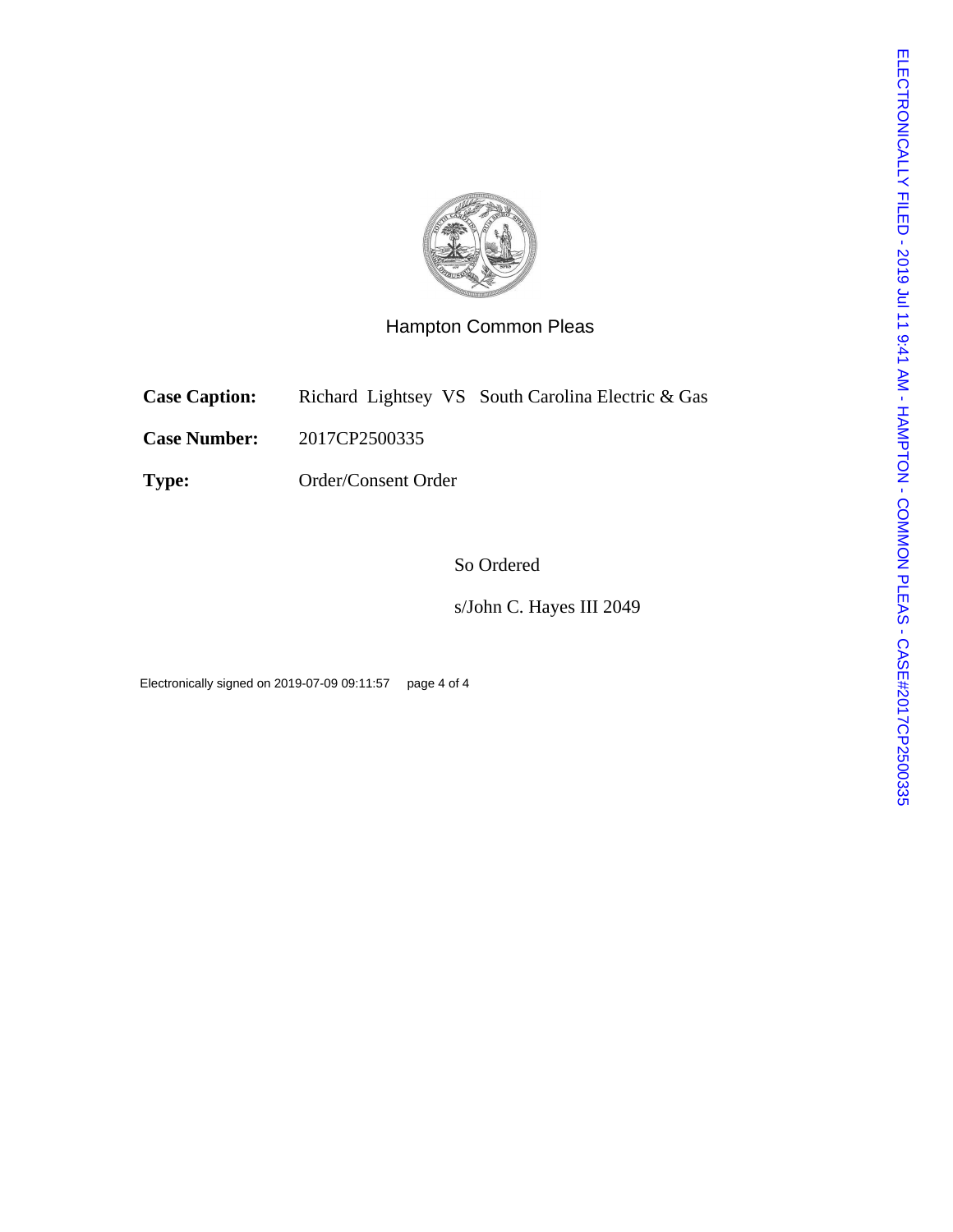Hampton Common Pleas

**Case Caption:** Richard Lightsey VS South Carolina Electric & Gas

**Case Number:** 2017CP2500335

**Type:** Order/Consent Order

So Ordered

s/John C. Hayes III 2049

Electronically signed on 2019-07-09 09:11:57

ELECTRONICALLY FILED - 2019 Jul 11 9:41 AM - HAMPTON - COMMON PLEAS - CASE#2017CP2500335